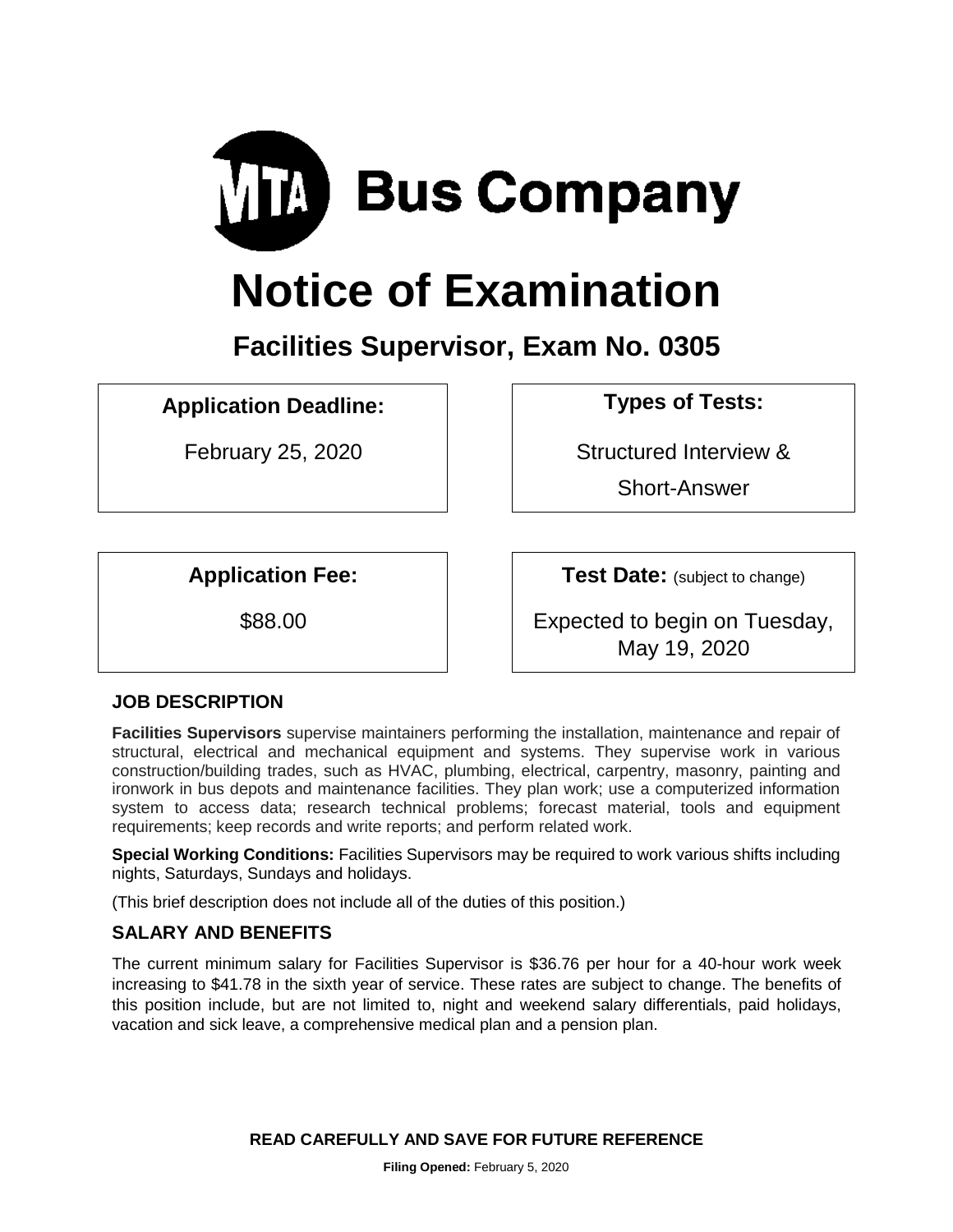# MTA Bus Company

# Notice of Examination

## Facilities Supervisor, Exam No. 0305

| **Application Deadline:** | **Types of Tests:** |
|---|---|
| February 25, 2020 | Structured Interview & Short-Answer |

| **Application Fee:** | **Test Date:** (subject to change) |
|---|---|
| $88.00 | Expected to begin on Tuesday, May 19, 2020 |

### JOB DESCRIPTION

**Facilities Supervisors** supervise maintainers performing the installation, maintenance and repair of structural, electrical and mechanical equipment and systems. They supervise work in various construction/building trades, such as HVAC, plumbing, electrical, carpentry, masonry, painting and ironwork in bus depots and maintenance facilities. They plan work; use a computerized information system to access data; research technical problems; forecast material, tools and equipment requirements; keep records and write reports; and perform related work.

**Special Working Conditions:** Facilities Supervisors may be required to work various shifts including nights, Saturdays, Sundays and holidays.

(This brief description does not include all of the duties of this position.)

### SALARY AND BENEFITS

The current minimum salary for Facilities Supervisor is $36.76 per hour for a 40-hour work week increasing to $41.78 in the sixth year of service. These rates are subject to change. The benefits of this position include, but are not limited to, night and weekend salary differentials, paid holidays, vacation and sick leave, a comprehensive medical plan and a pension plan.

**READ CAREFULLY AND SAVE FOR FUTURE REFERENCE**

**Filing Opened:** February 5, 2020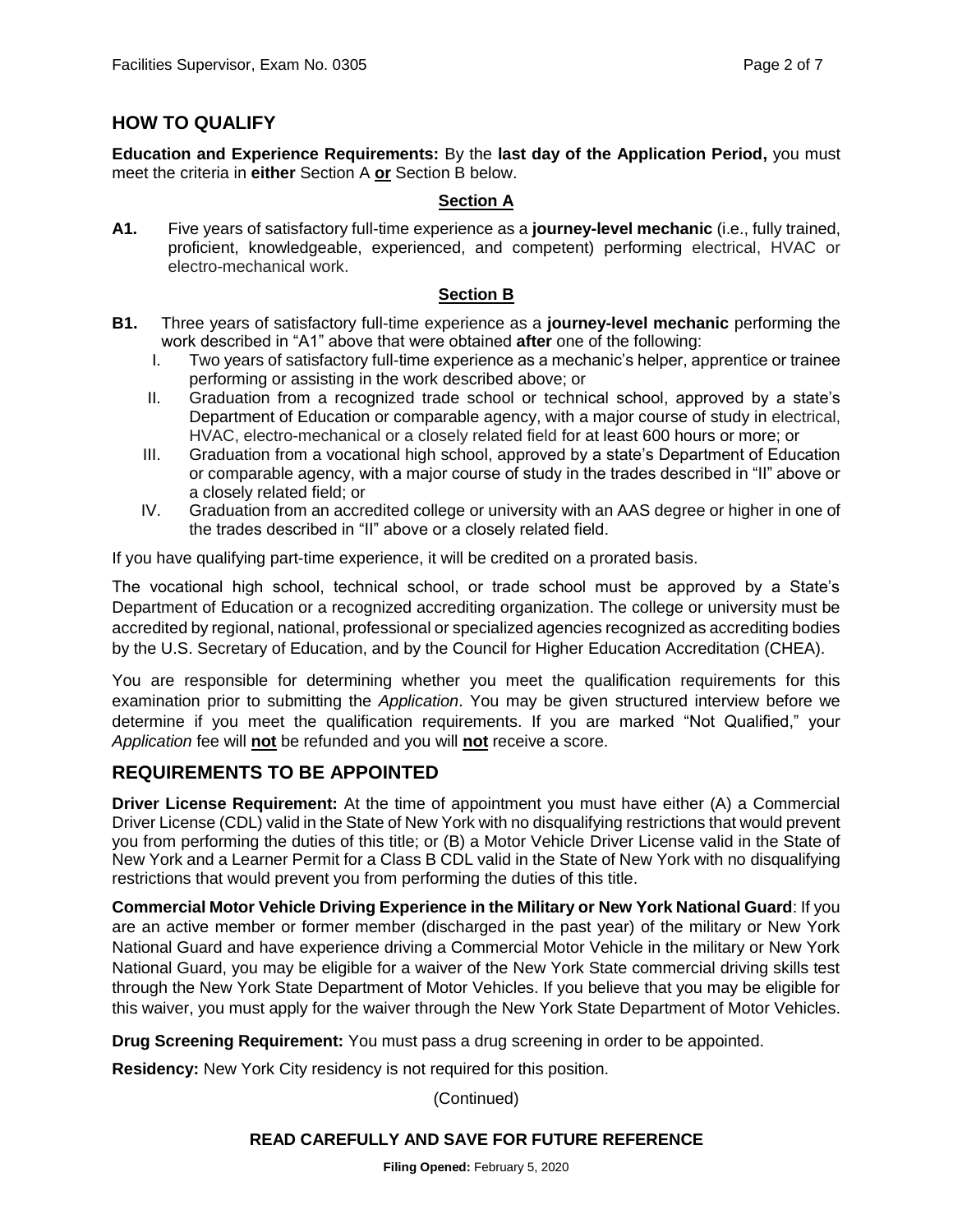## HOW TO QUALIFY

**Education and Experience Requirements:** By the **last day of the Application Period,** you must meet the criteria in **either** Section A **or** Section B below.

### Section A

**A1.** Five years of satisfactory full-time experience as a **journey-level mechanic** (i.e., fully trained, proficient, knowledgeable, experienced, and competent) performing electrical, HVAC or electro-mechanical work.

### Section B

**B1.** Three years of satisfactory full-time experience as a **journey-level mechanic** performing the work described in "A1" above that were obtained **after** one of the following:

- I. Two years of satisfactory full-time experience as a mechanic's helper, apprentice or trainee performing or assisting in the work described above; or
- II. Graduation from a recognized trade school or technical school, approved by a state's Department of Education or comparable agency, with a major course of study in electrical, HVAC, electro-mechanical or a closely related field for at least 600 hours or more; or
- III. Graduation from a vocational high school, approved by a state's Department of Education or comparable agency, with a major course of study in the trades described in "II" above or a closely related field; or
- IV. Graduation from an accredited college or university with an AAS degree or higher in one of the trades described in "II" above or a closely related field.

If you have qualifying part-time experience, it will be credited on a prorated basis.

The vocational high school, technical school, or trade school must be approved by a State's Department of Education or a recognized accrediting organization. The college or university must be accredited by regional, national, professional or specialized agencies recognized as accrediting bodies by the U.S. Secretary of Education, and by the Council for Higher Education Accreditation (CHEA).

You are responsible for determining whether you meet the qualification requirements for this examination prior to submitting the *Application*. You may be given structured interview before we determine if you meet the qualification requirements. If you are marked "Not Qualified," your *Application* fee will **not** be refunded and you will **not** receive a score.

## REQUIREMENTS TO BE APPOINTED

**Driver License Requirement:** At the time of appointment you must have either (A) a Commercial Driver License (CDL) valid in the State of New York with no disqualifying restrictions that would prevent you from performing the duties of this title; or (B) a Motor Vehicle Driver License valid in the State of New York and a Learner Permit for a Class B CDL valid in the State of New York with no disqualifying restrictions that would prevent you from performing the duties of this title.

**Commercial Motor Vehicle Driving Experience in the Military or New York National Guard**: If you are an active member or former member (discharged in the past year) of the military or New York National Guard and have experience driving a Commercial Motor Vehicle in the military or New York National Guard, you may be eligible for a waiver of the New York State commercial driving skills test through the New York State Department of Motor Vehicles. If you believe that you may be eligible for this waiver, you must apply for the waiver through the New York State Department of Motor Vehicles.

**Drug Screening Requirement:** You must pass a drug screening in order to be appointed.

**Residency:** New York City residency is not required for this position.

(Continued)

**READ CAREFULLY AND SAVE FOR FUTURE REFERENCE**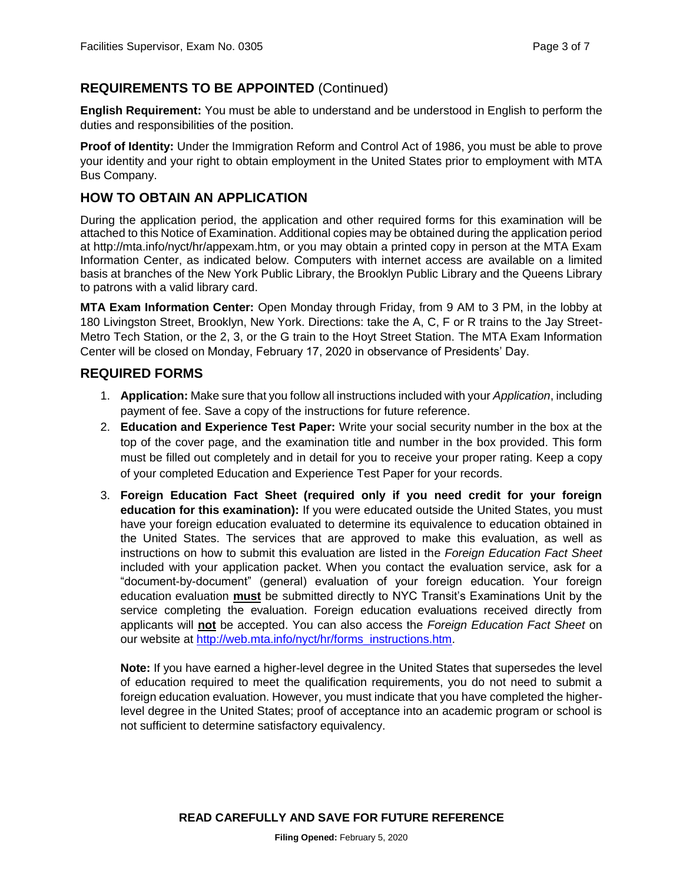## REQUIREMENTS TO BE APPOINTED (Continued)

**English Requirement:** You must be able to understand and be understood in English to perform the duties and responsibilities of the position.

**Proof of Identity:** Under the Immigration Reform and Control Act of 1986, you must be able to prove your identity and your right to obtain employment in the United States prior to employment with MTA Bus Company.

## HOW TO OBTAIN AN APPLICATION

During the application period, the application and other required forms for this examination will be attached to this Notice of Examination. Additional copies may be obtained during the application period at http://mta.info/nyct/hr/appexam.htm, or you may obtain a printed copy in person at the MTA Exam Information Center, as indicated below. Computers with internet access are available on a limited basis at branches of the New York Public Library, the Brooklyn Public Library and the Queens Library to patrons with a valid library card.

**MTA Exam Information Center:** Open Monday through Friday, from 9 AM to 3 PM, in the lobby at 180 Livingston Street, Brooklyn, New York. Directions: take the A, C, F or R trains to the Jay Street-Metro Tech Station, or the 2, 3, or the G train to the Hoyt Street Station. The MTA Exam Information Center will be closed on Monday, February 17, 2020 in observance of Presidents' Day.

## REQUIRED FORMS

1. **Application:** Make sure that you follow all instructions included with your *Application*, including payment of fee. Save a copy of the instructions for future reference.
2. **Education and Experience Test Paper:** Write your social security number in the box at the top of the cover page, and the examination title and number in the box provided. This form must be filled out completely and in detail for you to receive your proper rating. Keep a copy of your completed Education and Experience Test Paper for your records.
3. **Foreign Education Fact Sheet (required only if you need credit for your foreign education for this examination):** If you were educated outside the United States, you must have your foreign education evaluated to determine its equivalence to education obtained in the United States. The services that are approved to make this evaluation, as well as instructions on how to submit this evaluation are listed in the *Foreign Education Fact Sheet* included with your application packet. When you contact the evaluation service, ask for a "document-by-document" (general) evaluation of your foreign education. Your foreign education evaluation **must** be submitted directly to NYC Transit's Examinations Unit by the service completing the evaluation. Foreign education evaluations received directly from applicants will **not** be accepted. You can also access the *Foreign Education Fact Sheet* on our website at http://web.mta.info/nyct/hr/forms_instructions.htm.

   **Note:** If you have earned a higher-level degree in the United States that supersedes the level of education required to meet the qualification requirements, you do not need to submit a foreign education evaluation. However, you must indicate that you have completed the higher-level degree in the United States; proof of acceptance into an academic program or school is not sufficient to determine satisfactory equivalency.

**READ CAREFULLY AND SAVE FOR FUTURE REFERENCE**

**Filing Opened:** February 5, 2020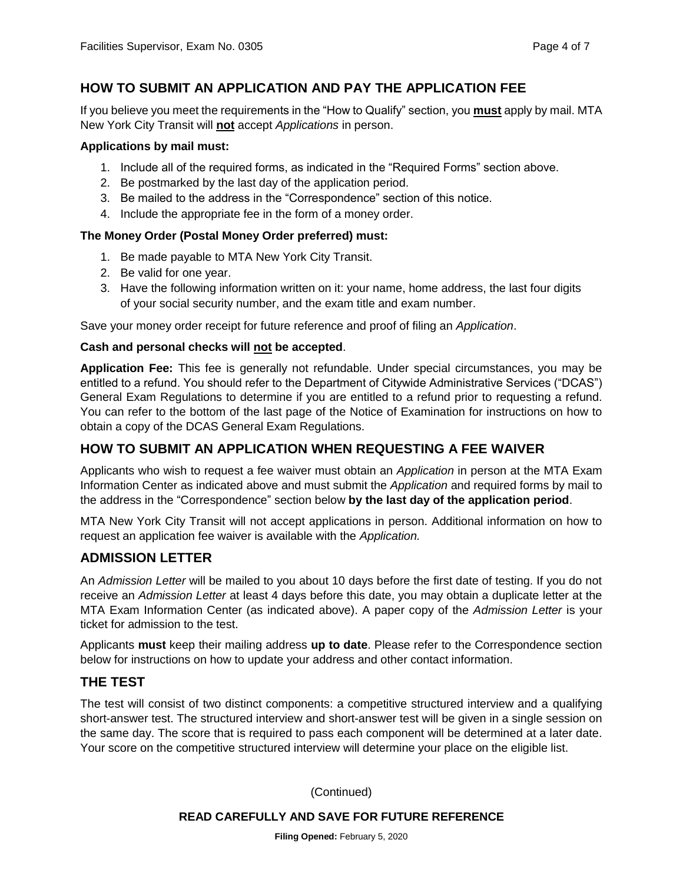## HOW TO SUBMIT AN APPLICATION AND PAY THE APPLICATION FEE

If you believe you meet the requirements in the "How to Qualify" section, you **must** apply by mail. MTA New York City Transit will **not** accept *Applications* in person.

**Applications by mail must:**

1. Include all of the required forms, as indicated in the "Required Forms" section above.
2. Be postmarked by the last day of the application period.
3. Be mailed to the address in the "Correspondence" section of this notice.
4. Include the appropriate fee in the form of a money order.

**The Money Order (Postal Money Order preferred) must:**

1. Be made payable to MTA New York City Transit.
2. Be valid for one year.
3. Have the following information written on it: your name, home address, the last four digits of your social security number, and the exam title and exam number.

Save your money order receipt for future reference and proof of filing an *Application*.

**Cash and personal checks will not be accepted**.

**Application Fee:** This fee is generally not refundable. Under special circumstances, you may be entitled to a refund. You should refer to the Department of Citywide Administrative Services ("DCAS") General Exam Regulations to determine if you are entitled to a refund prior to requesting a refund. You can refer to the bottom of the last page of the Notice of Examination for instructions on how to obtain a copy of the DCAS General Exam Regulations.

## HOW TO SUBMIT AN APPLICATION WHEN REQUESTING A FEE WAIVER

Applicants who wish to request a fee waiver must obtain an *Application* in person at the MTA Exam Information Center as indicated above and must submit the *Application* and required forms by mail to the address in the "Correspondence" section below **by the last day of the application period**.

MTA New York City Transit will not accept applications in person. Additional information on how to request an application fee waiver is available with the *Application.*

## ADMISSION LETTER

An *Admission Letter* will be mailed to you about 10 days before the first date of testing. If you do not receive an *Admission Letter* at least 4 days before this date, you may obtain a duplicate letter at the MTA Exam Information Center (as indicated above). A paper copy of the *Admission Letter* is your ticket for admission to the test.

Applicants **must** keep their mailing address **up to date**. Please refer to the Correspondence section below for instructions on how to update your address and other contact information.

## THE TEST

The test will consist of two distinct components: a competitive structured interview and a qualifying short-answer test. The structured interview and short-answer test will be given in a single session on the same day. The score that is required to pass each component will be determined at a later date. Your score on the competitive structured interview will determine your place on the eligible list.

(Continued)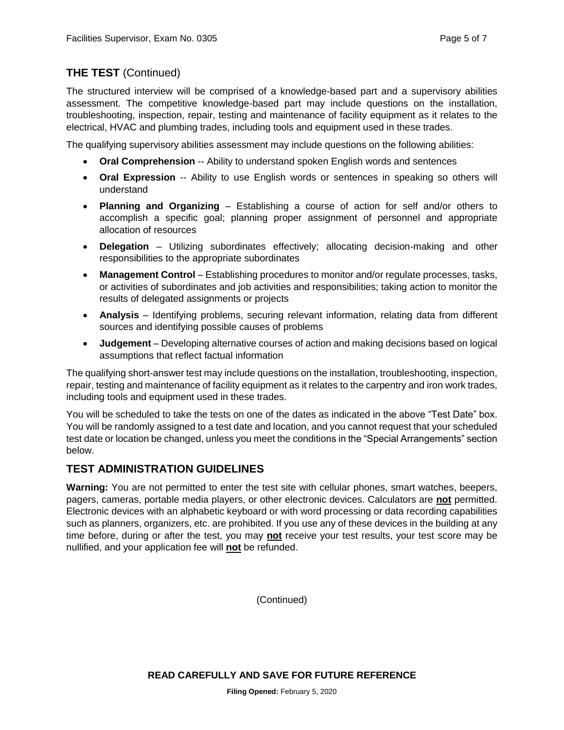## THE TEST (Continued)

The structured interview will be comprised of a knowledge-based part and a supervisory abilities assessment. The competitive knowledge-based part may include questions on the installation, troubleshooting, inspection, repair, testing and maintenance of facility equipment as it relates to the electrical, HVAC and plumbing trades, including tools and equipment used in these trades.

The qualifying supervisory abilities assessment may include questions on the following abilities:

- **Oral Comprehension** -- Ability to understand spoken English words and sentences
- **Oral Expression** -- Ability to use English words or sentences in speaking so others will understand
- **Planning and Organizing** – Establishing a course of action for self and/or others to accomplish a specific goal; planning proper assignment of personnel and appropriate allocation of resources
- **Delegation** – Utilizing subordinates effectively; allocating decision-making and other responsibilities to the appropriate subordinates
- **Management Control** – Establishing procedures to monitor and/or regulate processes, tasks, or activities of subordinates and job activities and responsibilities; taking action to monitor the results of delegated assignments or projects
- **Analysis** – Identifying problems, securing relevant information, relating data from different sources and identifying possible causes of problems
- **Judgement** – Developing alternative courses of action and making decisions based on logical assumptions that reflect factual information

The qualifying short-answer test may include questions on the installation, troubleshooting, inspection, repair, testing and maintenance of facility equipment as it relates to the carpentry and iron work trades, including tools and equipment used in these trades.

You will be scheduled to take the tests on one of the dates as indicated in the above "Test Date" box. You will be randomly assigned to a test date and location, and you cannot request that your scheduled test date or location be changed, unless you meet the conditions in the "Special Arrangements" section below.

## TEST ADMINISTRATION GUIDELINES

**Warning:** You are not permitted to enter the test site with cellular phones, smart watches, beepers, pagers, cameras, portable media players, or other electronic devices. Calculators are **not** permitted. Electronic devices with an alphabetic keyboard or with word processing or data recording capabilities such as planners, organizers, etc. are prohibited. If you use any of these devices in the building at any time before, during or after the test, you may **not** receive your test results, your test score may be nullified, and your application fee will **not** be refunded.

(Continued)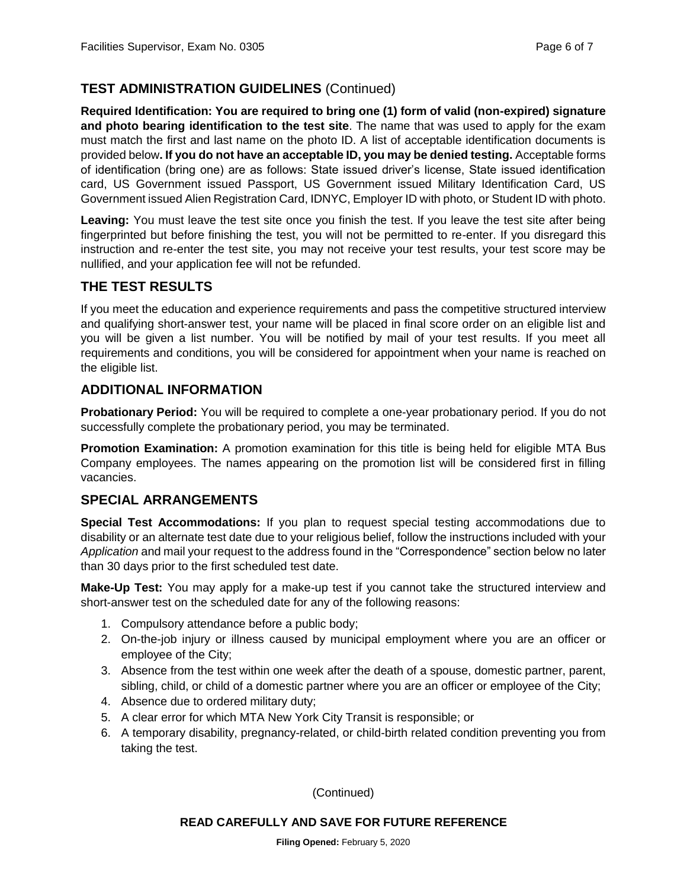## TEST ADMINISTRATION GUIDELINES (Continued)

**Required Identification: You are required to bring one (1) form of valid (non-expired) signature and photo bearing identification to the test site**. The name that was used to apply for the exam must match the first and last name on the photo ID. A list of acceptable identification documents is provided below**. If you do not have an acceptable ID, you may be denied testing.** Acceptable forms of identification (bring one) are as follows: State issued driver's license, State issued identification card, US Government issued Passport, US Government issued Military Identification Card, US Government issued Alien Registration Card, IDNYC, Employer ID with photo, or Student ID with photo.

**Leaving:** You must leave the test site once you finish the test. If you leave the test site after being fingerprinted but before finishing the test, you will not be permitted to re-enter. If you disregard this instruction and re-enter the test site, you may not receive your test results, your test score may be nullified, and your application fee will not be refunded.

## THE TEST RESULTS

If you meet the education and experience requirements and pass the competitive structured interview and qualifying short-answer test, your name will be placed in final score order on an eligible list and you will be given a list number. You will be notified by mail of your test results. If you meet all requirements and conditions, you will be considered for appointment when your name is reached on the eligible list.

## ADDITIONAL INFORMATION

**Probationary Period:** You will be required to complete a one-year probationary period. If you do not successfully complete the probationary period, you may be terminated.

**Promotion Examination:** A promotion examination for this title is being held for eligible MTA Bus Company employees. The names appearing on the promotion list will be considered first in filling vacancies.

## SPECIAL ARRANGEMENTS

**Special Test Accommodations:** If you plan to request special testing accommodations due to disability or an alternate test date due to your religious belief, follow the instructions included with your *Application* and mail your request to the address found in the "Correspondence" section below no later than 30 days prior to the first scheduled test date.

**Make-Up Test:** You may apply for a make-up test if you cannot take the structured interview and short-answer test on the scheduled date for any of the following reasons:

1. Compulsory attendance before a public body;
2. On-the-job injury or illness caused by municipal employment where you are an officer or employee of the City;
3. Absence from the test within one week after the death of a spouse, domestic partner, parent, sibling, child, or child of a domestic partner where you are an officer or employee of the City;
4. Absence due to ordered military duty;
5. A clear error for which MTA New York City Transit is responsible; or
6. A temporary disability, pregnancy-related, or child-birth related condition preventing you from taking the test.

(Continued)

**READ CAREFULLY AND SAVE FOR FUTURE REFERENCE**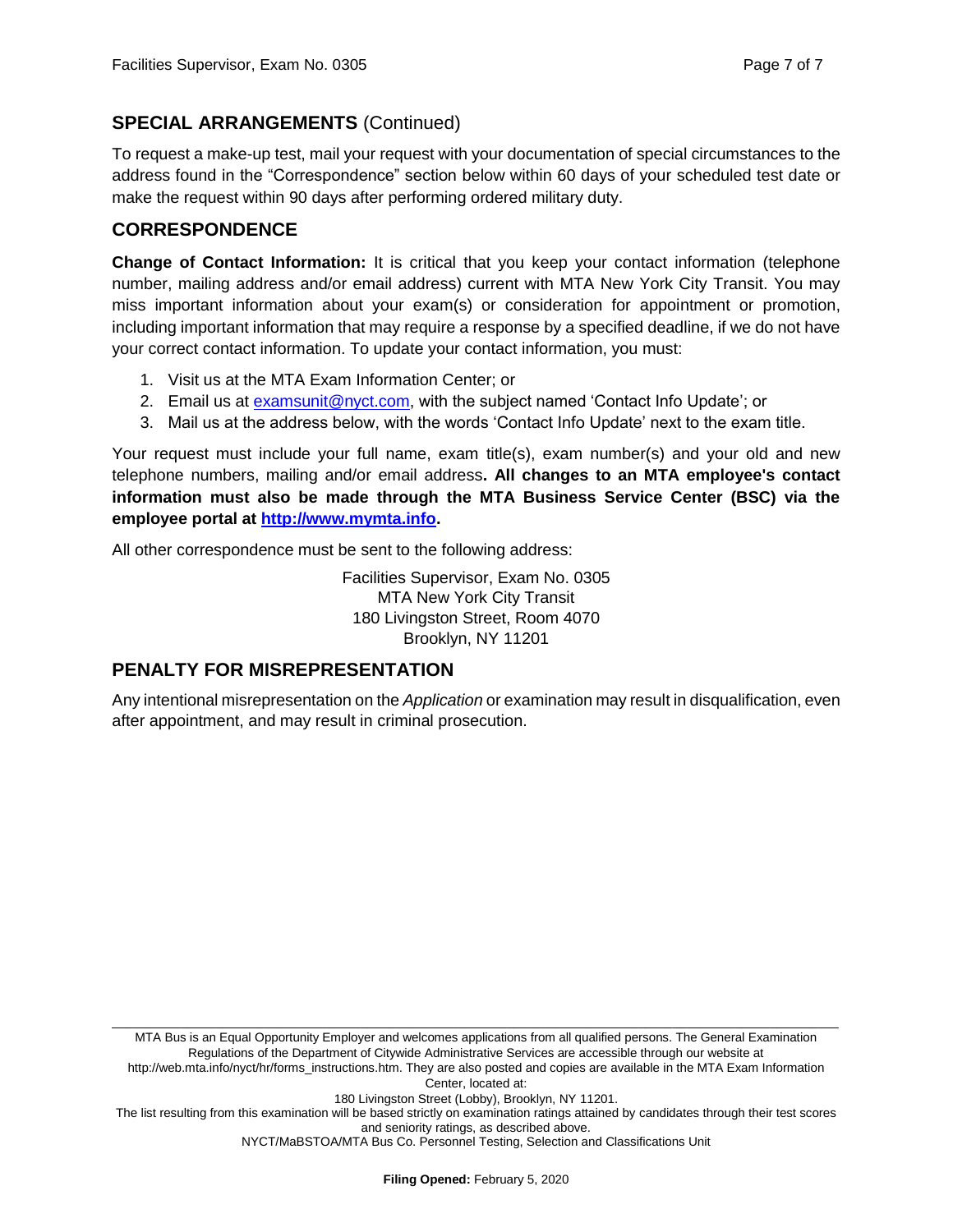## SPECIAL ARRANGEMENTS (Continued)

To request a make-up test, mail your request with your documentation of special circumstances to the address found in the "Correspondence" section below within 60 days of your scheduled test date or make the request within 90 days after performing ordered military duty.

## CORRESPONDENCE

**Change of Contact Information:** It is critical that you keep your contact information (telephone number, mailing address and/or email address) current with MTA New York City Transit. You may miss important information about your exam(s) or consideration for appointment or promotion, including important information that may require a response by a specified deadline, if we do not have your correct contact information. To update your contact information, you must:

1. Visit us at the MTA Exam Information Center; or
2. Email us at examsunit@nyct.com, with the subject named 'Contact Info Update'; or
3. Mail us at the address below, with the words 'Contact Info Update' next to the exam title.

Your request must include your full name, exam title(s), exam number(s) and your old and new telephone numbers, mailing and/or email address**. All changes to an MTA employee's contact information must also be made through the MTA Business Service Center (BSC) via the employee portal at http://www.mymta.info.**

All other correspondence must be sent to the following address:

Facilities Supervisor, Exam No. 0305
MTA New York City Transit
180 Livingston Street, Room 4070
Brooklyn, NY 11201

## PENALTY FOR MISREPRESENTATION

Any intentional misrepresentation on the *Application* or examination may result in disqualification, even after appointment, and may result in criminal prosecution.

---

MTA Bus is an Equal Opportunity Employer and welcomes applications from all qualified persons. The General Examination Regulations of the Department of Citywide Administrative Services are accessible through our website at http://web.mta.info/nyct/hr/forms_instructions.htm. They are also posted and copies are available in the MTA Exam Information Center, located at:
180 Livingston Street (Lobby), Brooklyn, NY 11201.
The list resulting from this examination will be based strictly on examination ratings attained by candidates through their test scores and seniority ratings, as described above.
NYCT/MaBSTOA/MTA Bus Co. Personnel Testing, Selection and Classifications Unit

**Filing Opened:** February 5, 2020